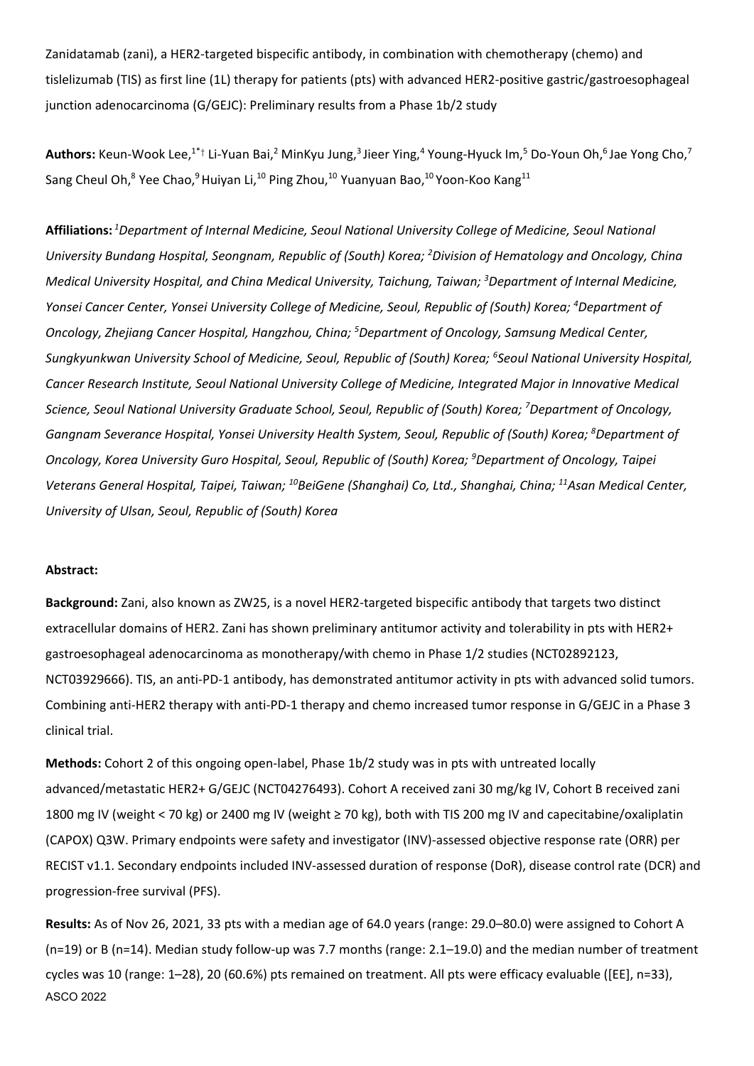Zanidatamab (zani), a HER2-targeted bispecific antibody, in combination with chemotherapy (chemo) and tislelizumab (TIS) as first line (1L) therapy for patients (pts) with advanced HER2-positive gastric/gastroesophageal junction adenocarcinoma (G/GEJC): Preliminary results from a Phase 1b/2 study

**Authors:** Keun-Wook Lee,[1*†] Li-Yuan Bai,[2] MinKyu Jung,[3] Jieer Ying,[4] Young-Hyuck Im,[5] Do-Youn Oh,[6] Jae Yong Cho,[7] Sang Cheul Oh,[8] Yee Chao,[9] Huiyan Li,[10] Ping Zhou,[10] Yuanyuan Bao,[10] Yoon-Koo Kang[11]

**Affiliations:** [1]*Department of Internal Medicine, Seoul National University College of Medicine, Seoul National University Bundang Hospital, Seongnam, Republic of (South) Korea;* [2]*Division of Hematology and Oncology, China Medical University Hospital, and China Medical University, Taichung, Taiwan;* [3]*Department of Internal Medicine, Yonsei Cancer Center, Yonsei University College of Medicine, Seoul, Republic of (South) Korea;* [4]*Department of Oncology, Zhejiang Cancer Hospital, Hangzhou, China;* [5]*Department of Oncology, Samsung Medical Center, Sungkyunkwan University School of Medicine, Seoul, Republic of (South) Korea;* [6]*Seoul National University Hospital, Cancer Research Institute, Seoul National University College of Medicine, Integrated Major in Innovative Medical Science, Seoul National University Graduate School, Seoul, Republic of (South) Korea;* [7]*Department of Oncology, Gangnam Severance Hospital, Yonsei University Health System, Seoul, Republic of (South) Korea;* [8]*Department of Oncology, Korea University Guro Hospital, Seoul, Republic of (South) Korea;* [9]*Department of Oncology, Taipei Veterans General Hospital, Taipei, Taiwan;* [10]*BeiGene (Shanghai) Co, Ltd., Shanghai, China;* [11]*Asan Medical Center, University of Ulsan, Seoul, Republic of (South) Korea*

**Abstract:**

**Background:** Zani, also known as ZW25, is a novel HER2-targeted bispecific antibody that targets two distinct extracellular domains of HER2. Zani has shown preliminary antitumor activity and tolerability in pts with HER2+ gastroesophageal adenocarcinoma as monotherapy/with chemo in Phase 1/2 studies (NCT02892123, NCT03929666). TIS, an anti-PD-1 antibody, has demonstrated antitumor activity in pts with advanced solid tumors. Combining anti-HER2 therapy with anti-PD-1 therapy and chemo increased tumor response in G/GEJC in a Phase 3 clinical trial.

**Methods:** Cohort 2 of this ongoing open-label, Phase 1b/2 study was in pts with untreated locally advanced/metastatic HER2+ G/GEJC (NCT04276493). Cohort A received zani 30 mg/kg IV, Cohort B received zani 1800 mg IV (weight < 70 kg) or 2400 mg IV (weight ≥ 70 kg), both with TIS 200 mg IV and capecitabine/oxaliplatin (CAPOX) Q3W. Primary endpoints were safety and investigator (INV)-assessed objective response rate (ORR) per RECIST v1.1. Secondary endpoints included INV-assessed duration of response (DoR), disease control rate (DCR) and progression-free survival (PFS).

**Results:** As of Nov 26, 2021, 33 pts with a median age of 64.0 years (range: 29.0–80.0) were assigned to Cohort A (n=19) or B (n=14). Median study follow-up was 7.7 months (range: 2.1–19.0) and the median number of treatment cycles was 10 (range: 1–28), 20 (60.6%) pts remained on treatment. All pts were efficacy evaluable ([EE], n=33),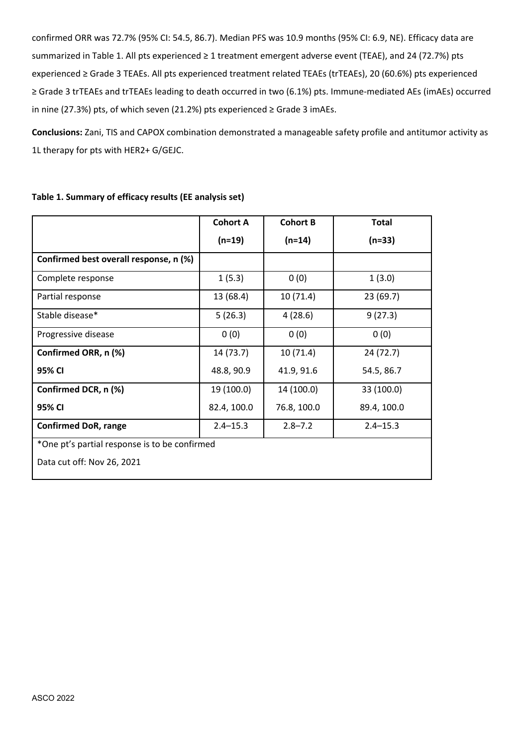confirmed ORR was 72.7% (95% CI: 54.5, 86.7). Median PFS was 10.9 months (95% CI: 6.9, NE). Efficacy data are summarized in Table 1. All pts experienced ≥ 1 treatment emergent adverse event (TEAE), and 24 (72.7%) pts experienced ≥ Grade 3 TEAEs. All pts experienced treatment related TEAEs (trTEAEs), 20 (60.6%) pts experienced ≥ Grade 3 trTEAEs and trTEAEs leading to death occurred in two (6.1%) pts. Immune-mediated AEs (imAEs) occurred in nine (27.3%) pts, of which seven (21.2%) pts experienced ≥ Grade 3 imAEs.

**Conclusions:** Zani, TIS and CAPOX combination demonstrated a manageable safety profile and antitumor activity as 1L therapy for pts with HER2+ G/GEJC.

**Table 1. Summary of efficacy results (EE analysis set)**

| | **Cohort A (n=19)** | **Cohort B (n=14)** | **Total (n=33)** |
|---|---|---|---|
| **Confirmed best overall response, n (%)** | | | |
| Complete response | 1 (5.3) | 0 (0) | 1 (3.0) |
| Partial response | 13 (68.4) | 10 (71.4) | 23 (69.7) |
| Stable disease* | 5 (26.3) | 4 (28.6) | 9 (27.3) |
| Progressive disease | 0 (0) | 0 (0) | 0 (0) |
| **Confirmed ORR, n (%)** | 14 (73.7) | 10 (71.4) | 24 (72.7) |
| **95% CI** | 48.8, 90.9 | 41.9, 91.6 | 54.5, 86.7 |
| **Confirmed DCR, n (%)** | 19 (100.0) | 14 (100.0) | 33 (100.0) |
| **95% CI** | 82.4, 100.0 | 76.8, 100.0 | 89.4, 100.0 |
| **Confirmed DoR, range** | 2.4–15.3 | 2.8–7.2 | 2.4–15.3 |

*One pt's partial response is to be confirmed

Data cut off: Nov 26, 2021